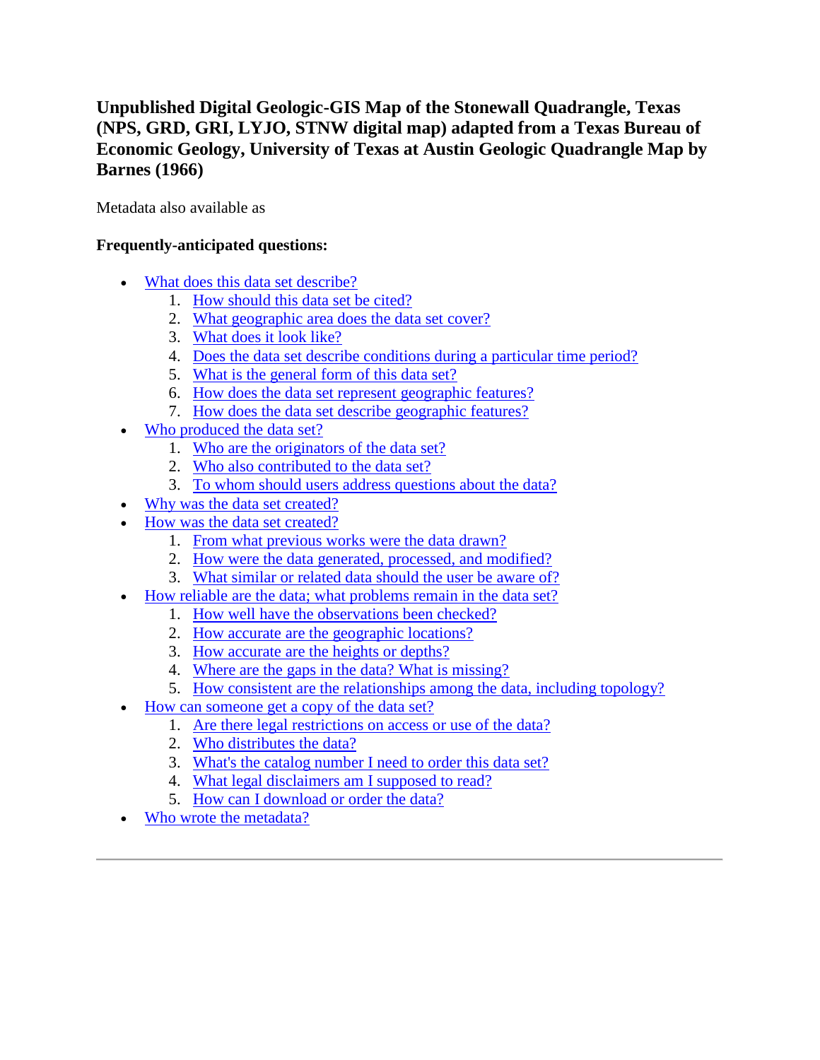# Unpublished Digital Geologic-GIS Map of the Stonewall Quadrangle, Texas (NPS, GRD, GRI, LYJO, STNW digital map) adapted from a Texas Bureau of Economic Geology, University of Texas at Austin Geologic Quadrangle Map by Barnes (1966)

Metadata also available as

**Frequently-anticipated questions:**

- What does this data set describe?
  1. How should this data set be cited?
  2. What geographic area does the data set cover?
  3. What does it look like?
  4. Does the data set describe conditions during a particular time period?
  5. What is the general form of this data set?
  6. How does the data set represent geographic features?
  7. How does the data set describe geographic features?
- Who produced the data set?
  1. Who are the originators of the data set?
  2. Who also contributed to the data set?
  3. To whom should users address questions about the data?
- Why was the data set created?
- How was the data set created?
  1. From what previous works were the data drawn?
  2. How were the data generated, processed, and modified?
  3. What similar or related data should the user be aware of?
- How reliable are the data; what problems remain in the data set?
  1. How well have the observations been checked?
  2. How accurate are the geographic locations?
  3. How accurate are the heights or depths?
  4. Where are the gaps in the data? What is missing?
  5. How consistent are the relationships among the data, including topology?
- How can someone get a copy of the data set?
  1. Are there legal restrictions on access or use of the data?
  2. Who distributes the data?
  3. What's the catalog number I need to order this data set?
  4. What legal disclaimers am I supposed to read?
  5. How can I download or order the data?
- Who wrote the metadata?

---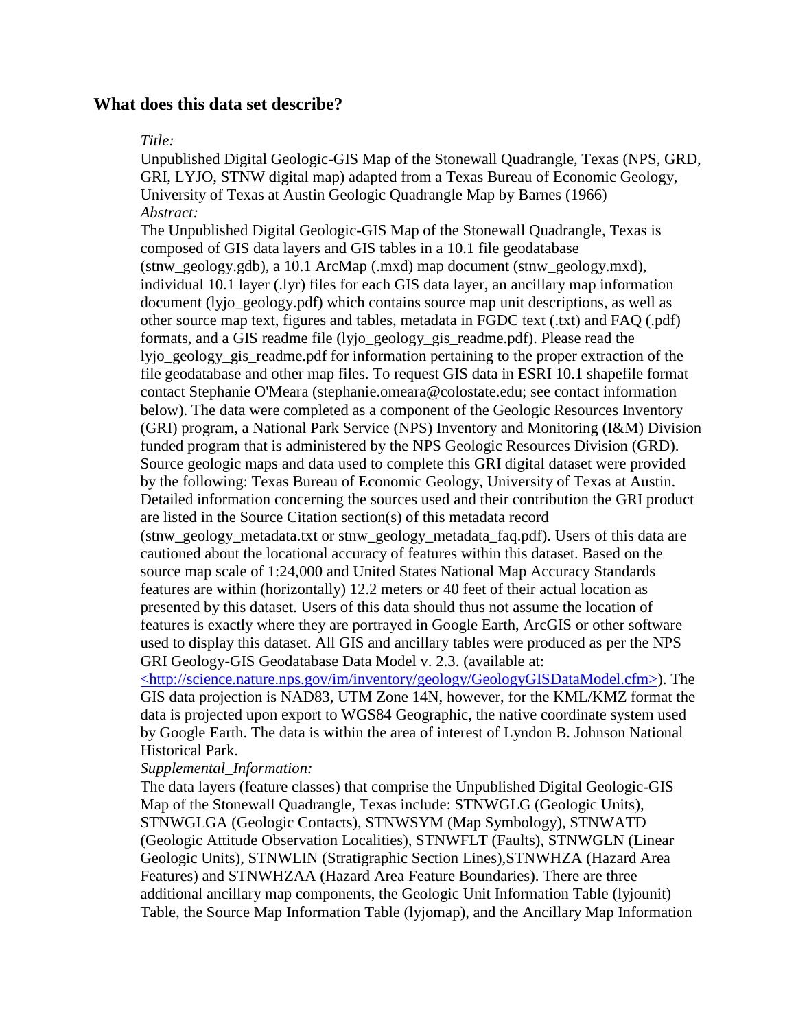## What does this data set describe?

*Title:*

Unpublished Digital Geologic-GIS Map of the Stonewall Quadrangle, Texas (NPS, GRD, GRI, LYJO, STNW digital map) adapted from a Texas Bureau of Economic Geology, University of Texas at Austin Geologic Quadrangle Map by Barnes (1966)

*Abstract:*

The Unpublished Digital Geologic-GIS Map of the Stonewall Quadrangle, Texas is composed of GIS data layers and GIS tables in a 10.1 file geodatabase (stnw_geology.gdb), a 10.1 ArcMap (.mxd) map document (stnw_geology.mxd), individual 10.1 layer (.lyr) files for each GIS data layer, an ancillary map information document (lyjo_geology.pdf) which contains source map unit descriptions, as well as other source map text, figures and tables, metadata in FGDC text (.txt) and FAQ (.pdf) formats, and a GIS readme file (lyjo_geology_gis_readme.pdf). Please read the lyjo_geology_gis_readme.pdf for information pertaining to the proper extraction of the file geodatabase and other map files. To request GIS data in ESRI 10.1 shapefile format contact Stephanie O'Meara (stephanie.omeara@colostate.edu; see contact information below). The data were completed as a component of the Geologic Resources Inventory (GRI) program, a National Park Service (NPS) Inventory and Monitoring (I&M) Division funded program that is administered by the NPS Geologic Resources Division (GRD). Source geologic maps and data used to complete this GRI digital dataset were provided by the following: Texas Bureau of Economic Geology, University of Texas at Austin. Detailed information concerning the sources used and their contribution the GRI product are listed in the Source Citation section(s) of this metadata record (stnw_geology_metadata.txt or stnw_geology_metadata_faq.pdf). Users of this data are cautioned about the locational accuracy of features within this dataset. Based on the source map scale of 1:24,000 and United States National Map Accuracy Standards features are within (horizontally) 12.2 meters or 40 feet of their actual location as presented by this dataset. Users of this data should thus not assume the location of features is exactly where they are portrayed in Google Earth, ArcGIS or other software used to display this dataset. All GIS and ancillary tables were produced as per the NPS GRI Geology-GIS Geodatabase Data Model v. 2.3. (available at: <http://science.nature.nps.gov/im/inventory/geology/GeologyGISDataModel.cfm>). The GIS data projection is NAD83, UTM Zone 14N, however, for the KML/KMZ format the data is projected upon export to WGS84 Geographic, the native coordinate system used by Google Earth. The data is within the area of interest of Lyndon B. Johnson National Historical Park.

*Supplemental_Information:*

The data layers (feature classes) that comprise the Unpublished Digital Geologic-GIS Map of the Stonewall Quadrangle, Texas include: STNWGLG (Geologic Units), STNWGLGA (Geologic Contacts), STNWSYM (Map Symbology), STNWATD (Geologic Attitude Observation Localities), STNWFLT (Faults), STNWGLN (Linear Geologic Units), STNWLIN (Stratigraphic Section Lines),STNWHZA (Hazard Area Features) and STNWHZAA (Hazard Area Feature Boundaries). There are three additional ancillary map components, the Geologic Unit Information Table (lyjounit) Table, the Source Map Information Table (lyjomap), and the Ancillary Map Information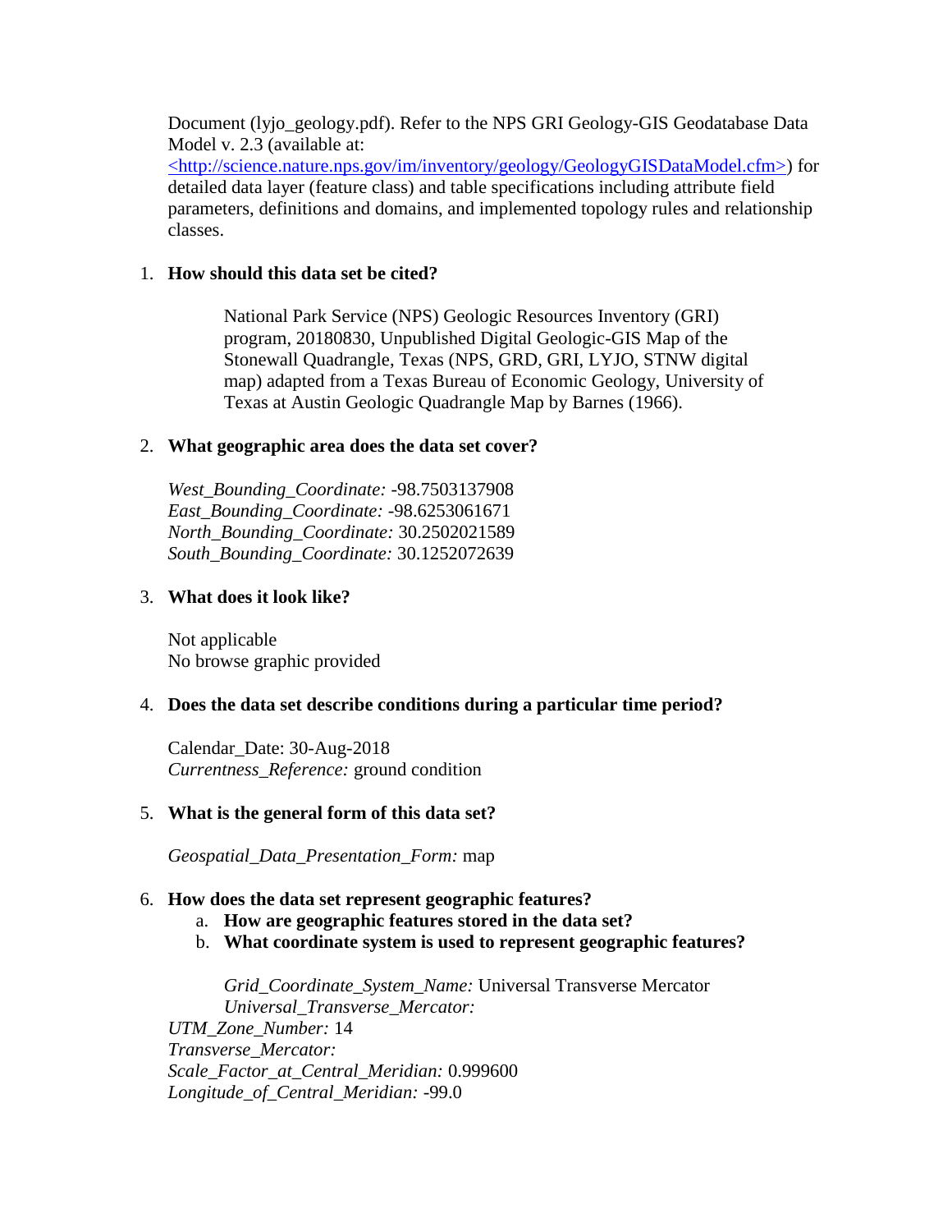Document (lyjo_geology.pdf). Refer to the NPS GRI Geology-GIS Geodatabase Data Model v. 2.3 (available at: <http://science.nature.nps.gov/im/inventory/geology/GeologyGISDataModel.cfm>) for detailed data layer (feature class) and table specifications including attribute field parameters, definitions and domains, and implemented topology rules and relationship classes.

1. **How should this data set be cited?**

   National Park Service (NPS) Geologic Resources Inventory (GRI) program, 20180830, Unpublished Digital Geologic-GIS Map of the Stonewall Quadrangle, Texas (NPS, GRD, GRI, LYJO, STNW digital map) adapted from a Texas Bureau of Economic Geology, University of Texas at Austin Geologic Quadrangle Map by Barnes (1966).

2. **What geographic area does the data set cover?**

   *West_Bounding_Coordinate:* -98.7503137908
   *East_Bounding_Coordinate:* -98.6253061671
   *North_Bounding_Coordinate:* 30.2502021589
   *South_Bounding_Coordinate:* 30.1252072639

3. **What does it look like?**

   Not applicable
   No browse graphic provided

4. **Does the data set describe conditions during a particular time period?**

   Calendar_Date: 30-Aug-2018
   *Currentness_Reference:* ground condition

5. **What is the general form of this data set?**

   *Geospatial_Data_Presentation_Form:* map

6. **How does the data set represent geographic features?**
   a. **How are geographic features stored in the data set?**
   b. **What coordinate system is used to represent geographic features?**

   *Grid_Coordinate_System_Name:* Universal Transverse Mercator
   *Universal_Transverse_Mercator:*
   *UTM_Zone_Number:* 14
   *Transverse_Mercator:*
   *Scale_Factor_at_Central_Meridian:* 0.999600
   *Longitude_of_Central_Meridian:* -99.0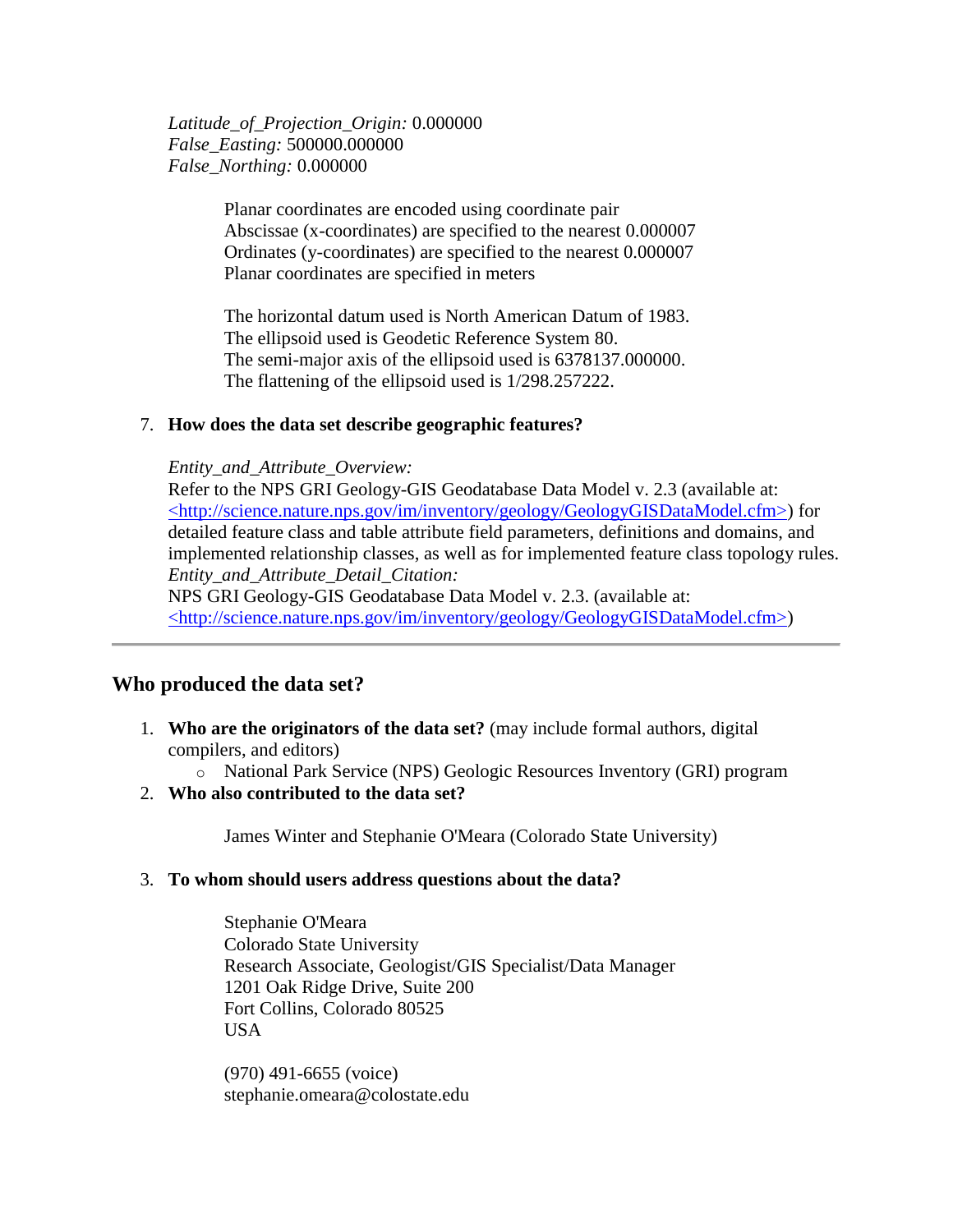*Latitude_of_Projection_Origin:* 0.000000
*False_Easting:* 500000.000000
*False_Northing:* 0.000000

Planar coordinates are encoded using coordinate pair
Abscissae (x-coordinates) are specified to the nearest 0.000007
Ordinates (y-coordinates) are specified to the nearest 0.000007
Planar coordinates are specified in meters

The horizontal datum used is North American Datum of 1983.
The ellipsoid used is Geodetic Reference System 80.
The semi-major axis of the ellipsoid used is 6378137.000000.
The flattening of the ellipsoid used is 1/298.257222.

7. **How does the data set describe geographic features?**

   *Entity_and_Attribute_Overview:*
   Refer to the NPS GRI Geology-GIS Geodatabase Data Model v. 2.3 (available at: <http://science.nature.nps.gov/im/inventory/geology/GeologyGISDataModel.cfm>) for detailed feature class and table attribute field parameters, definitions and domains, and implemented relationship classes, as well as for implemented feature class topology rules.
   *Entity_and_Attribute_Detail_Citation:*
   NPS GRI Geology-GIS Geodatabase Data Model v. 2.3. (available at: <http://science.nature.nps.gov/im/inventory/geology/GeologyGISDataModel.cfm>)

---

## Who produced the data set?

1. **Who are the originators of the data set?** (may include formal authors, digital compilers, and editors)
   - National Park Service (NPS) Geologic Resources Inventory (GRI) program
2. **Who also contributed to the data set?**

   James Winter and Stephanie O'Meara (Colorado State University)

3. **To whom should users address questions about the data?**

   Stephanie O'Meara
   Colorado State University
   Research Associate, Geologist/GIS Specialist/Data Manager
   1201 Oak Ridge Drive, Suite 200
   Fort Collins, Colorado 80525
   USA

   (970) 491-6655 (voice)
   stephanie.omeara@colostate.edu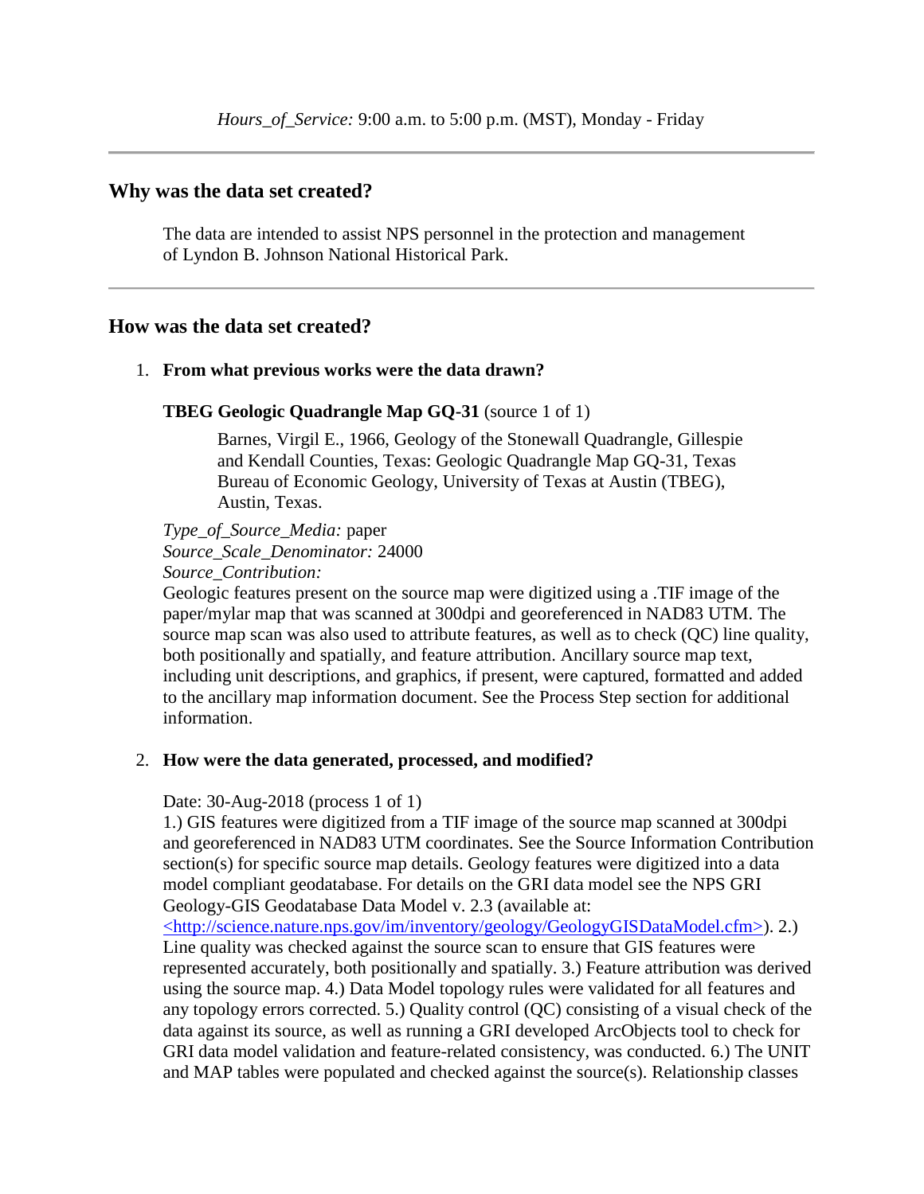*Hours_of_Service:* 9:00 a.m. to 5:00 p.m. (MST), Monday - Friday

---

## Why was the data set created?

The data are intended to assist NPS personnel in the protection and management of Lyndon B. Johnson National Historical Park.

---

## How was the data set created?

1. **From what previous works were the data drawn?**

   **TBEG Geologic Quadrangle Map GQ-31** (source 1 of 1)

   > Barnes, Virgil E., 1966, Geology of the Stonewall Quadrangle, Gillespie and Kendall Counties, Texas: Geologic Quadrangle Map GQ-31, Texas Bureau of Economic Geology, University of Texas at Austin (TBEG), Austin, Texas.

   *Type_of_Source_Media:* paper
   *Source_Scale_Denominator:* 24000
   *Source_Contribution:*
   Geologic features present on the source map were digitized using a .TIF image of the paper/mylar map that was scanned at 300dpi and georeferenced in NAD83 UTM. The source map scan was also used to attribute features, as well as to check (QC) line quality, both positionally and spatially, and feature attribution. Ancillary source map text, including unit descriptions, and graphics, if present, were captured, formatted and added to the ancillary map information document. See the Process Step section for additional information.

2. **How were the data generated, processed, and modified?**

   Date: 30-Aug-2018 (process 1 of 1)
   1.) GIS features were digitized from a TIF image of the source map scanned at 300dpi and georeferenced in NAD83 UTM coordinates. See the Source Information Contribution section(s) for specific source map details. Geology features were digitized into a data model compliant geodatabase. For details on the GRI data model see the NPS GRI Geology-GIS Geodatabase Data Model v. 2.3 (available at: <http://science.nature.nps.gov/im/inventory/geology/GeologyGISDataModel.cfm>). 2.) Line quality was checked against the source scan to ensure that GIS features were represented accurately, both positionally and spatially. 3.) Feature attribution was derived using the source map. 4.) Data Model topology rules were validated for all features and any topology errors corrected. 5.) Quality control (QC) consisting of a visual check of the data against its source, as well as running a GRI developed ArcObjects tool to check for GRI data model validation and feature-related consistency, was conducted. 6.) The UNIT and MAP tables were populated and checked against the source(s). Relationship classes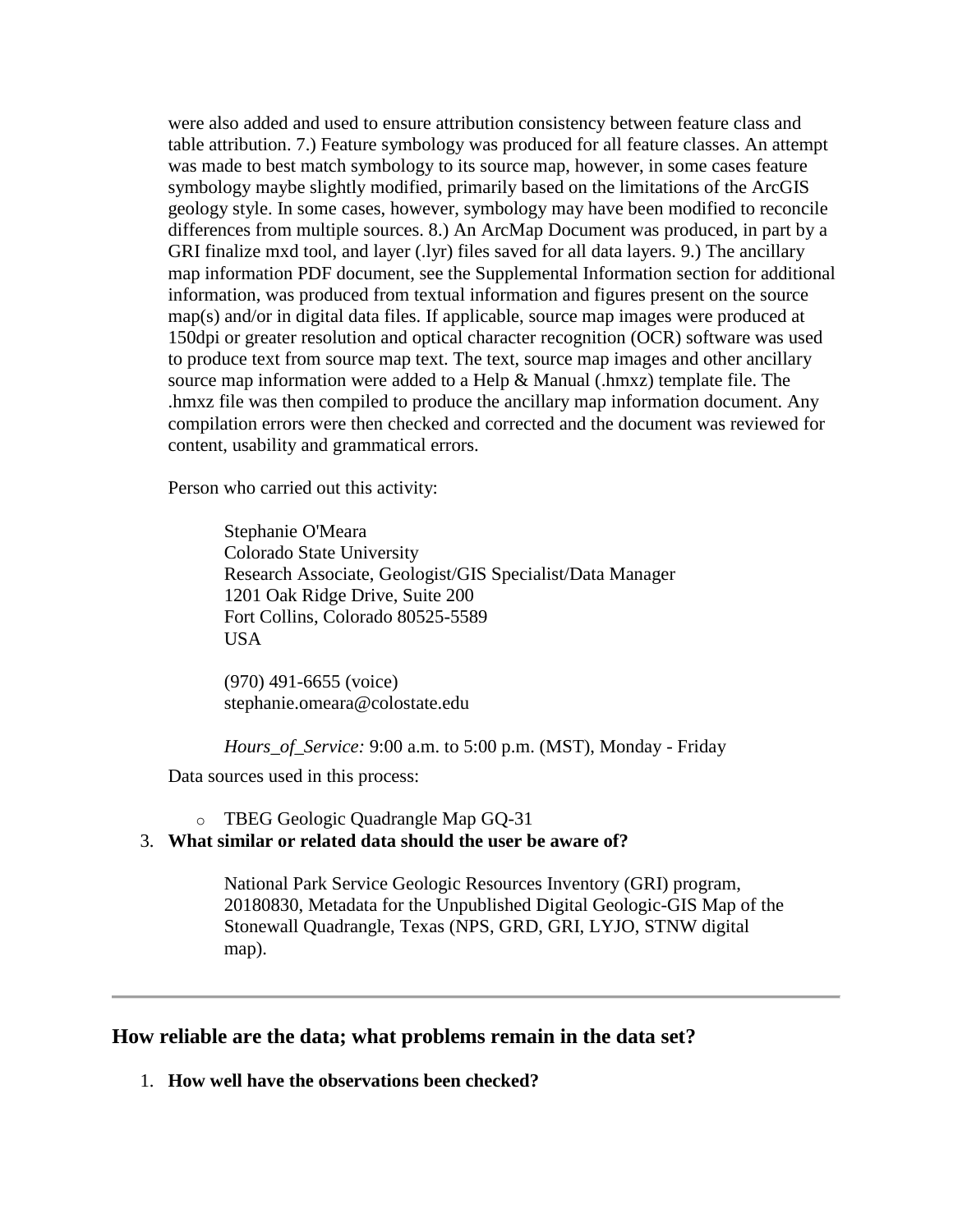were also added and used to ensure attribution consistency between feature class and table attribution. 7.) Feature symbology was produced for all feature classes. An attempt was made to best match symbology to its source map, however, in some cases feature symbology maybe slightly modified, primarily based on the limitations of the ArcGIS geology style. In some cases, however, symbology may have been modified to reconcile differences from multiple sources. 8.) An ArcMap Document was produced, in part by a GRI finalize mxd tool, and layer (.lyr) files saved for all data layers. 9.) The ancillary map information PDF document, see the Supplemental Information section for additional information, was produced from textual information and figures present on the source map(s) and/or in digital data files. If applicable, source map images were produced at 150dpi or greater resolution and optical character recognition (OCR) software was used to produce text from source map text. The text, source map images and other ancillary source map information were added to a Help & Manual (.hmxz) template file. The .hmxz file was then compiled to produce the ancillary map information document. Any compilation errors were then checked and corrected and the document was reviewed for content, usability and grammatical errors.

Person who carried out this activity:

> Stephanie O'Meara
> Colorado State University
> Research Associate, Geologist/GIS Specialist/Data Manager
> 1201 Oak Ridge Drive, Suite 200
> Fort Collins, Colorado 80525-5589
> USA
>
> (970) 491-6655 (voice)
> stephanie.omeara@colostate.edu
>
> *Hours_of_Service:* 9:00 a.m. to 5:00 p.m. (MST), Monday - Friday

Data sources used in this process:

- TBEG Geologic Quadrangle Map GQ-31

3. **What similar or related data should the user be aware of?**

> National Park Service Geologic Resources Inventory (GRI) program, 20180830, Metadata for the Unpublished Digital Geologic-GIS Map of the Stonewall Quadrangle, Texas (NPS, GRD, GRI, LYJO, STNW digital map).

---

## How reliable are the data; what problems remain in the data set?

1. **How well have the observations been checked?**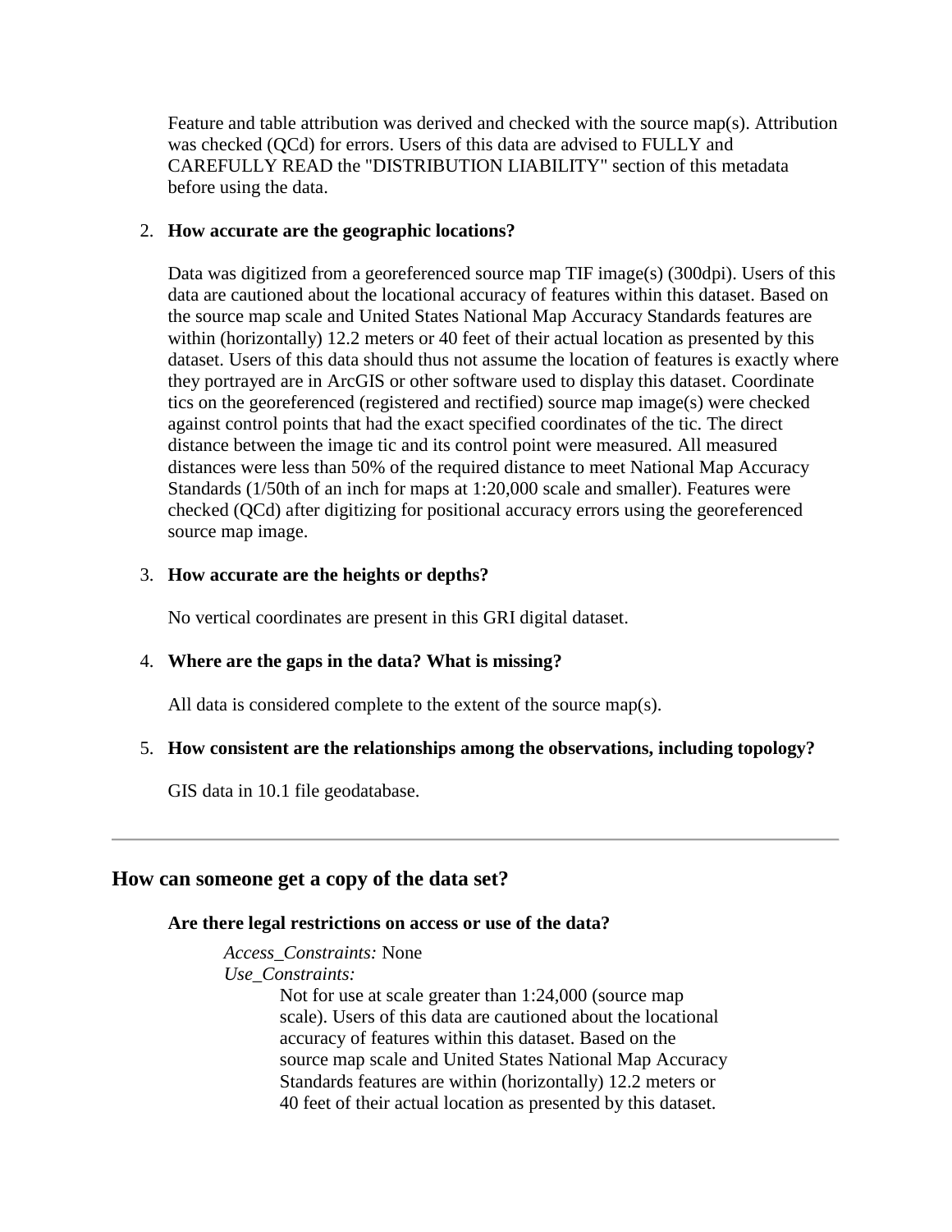Feature and table attribution was derived and checked with the source map(s). Attribution was checked (QCd) for errors. Users of this data are advised to FULLY and CAREFULLY READ the "DISTRIBUTION LIABILITY" section of this metadata before using the data.

2. **How accurate are the geographic locations?**

   Data was digitized from a georeferenced source map TIF image(s) (300dpi). Users of this data are cautioned about the locational accuracy of features within this dataset. Based on the source map scale and United States National Map Accuracy Standards features are within (horizontally) 12.2 meters or 40 feet of their actual location as presented by this dataset. Users of this data should thus not assume the location of features is exactly where they portrayed are in ArcGIS or other software used to display this dataset. Coordinate tics on the georeferenced (registered and rectified) source map image(s) were checked against control points that had the exact specified coordinates of the tic. The direct distance between the image tic and its control point were measured. All measured distances were less than 50% of the required distance to meet National Map Accuracy Standards (1/50th of an inch for maps at 1:20,000 scale and smaller). Features were checked (QCd) after digitizing for positional accuracy errors using the georeferenced source map image.

3. **How accurate are the heights or depths?**

   No vertical coordinates are present in this GRI digital dataset.

4. **Where are the gaps in the data? What is missing?**

   All data is considered complete to the extent of the source map(s).

5. **How consistent are the relationships among the observations, including topology?**

   GIS data in 10.1 file geodatabase.

---

## How can someone get a copy of the data set?

**Are there legal restrictions on access or use of the data?**

*Access_Constraints:* None
*Use_Constraints:*
Not for use at scale greater than 1:24,000 (source map scale). Users of this data are cautioned about the locational accuracy of features within this dataset. Based on the source map scale and United States National Map Accuracy Standards features are within (horizontally) 12.2 meters or 40 feet of their actual location as presented by this dataset.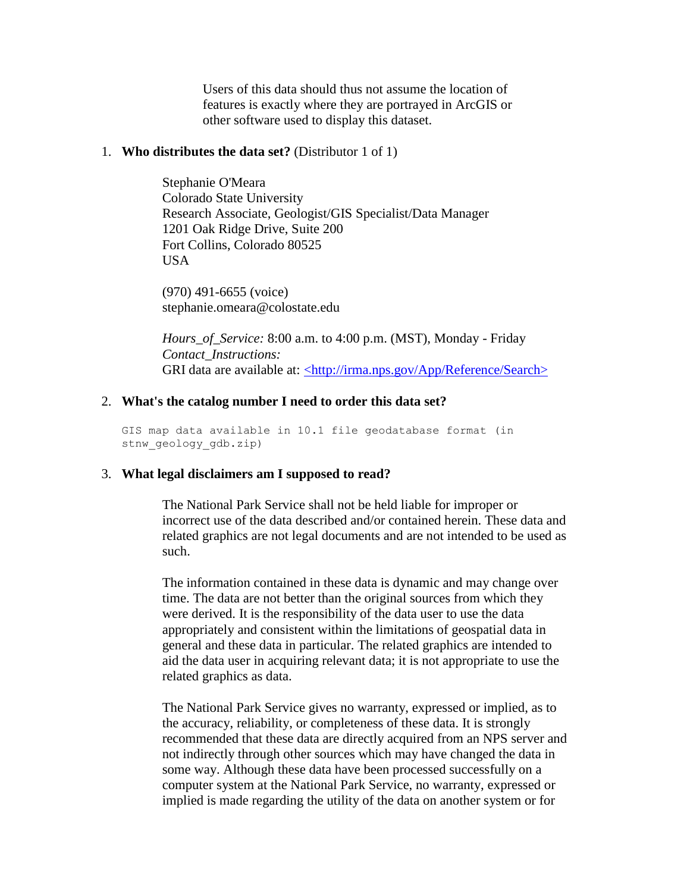Users of this data should thus not assume the location of features is exactly where they are portrayed in ArcGIS or other software used to display this dataset.

1. **Who distributes the data set?** (Distributor 1 of 1)

   Stephanie O'Meara
   Colorado State University
   Research Associate, Geologist/GIS Specialist/Data Manager
   1201 Oak Ridge Drive, Suite 200
   Fort Collins, Colorado 80525
   USA

   (970) 491-6655 (voice)
   stephanie.omeara@colostate.edu

   *Hours_of_Service:* 8:00 a.m. to 4:00 p.m. (MST), Monday - Friday
   *Contact_Instructions:*
   GRI data are available at: <http://irma.nps.gov/App/Reference/Search>

2. **What's the catalog number I need to order this data set?**

```
GIS map data available in 10.1 file geodatabase format (in
stnw_geology_gdb.zip)
```

3. **What legal disclaimers am I supposed to read?**

   The National Park Service shall not be held liable for improper or incorrect use of the data described and/or contained herein. These data and related graphics are not legal documents and are not intended to be used as such.

   The information contained in these data is dynamic and may change over time. The data are not better than the original sources from which they were derived. It is the responsibility of the data user to use the data appropriately and consistent within the limitations of geospatial data in general and these data in particular. The related graphics are intended to aid the data user in acquiring relevant data; it is not appropriate to use the related graphics as data.

   The National Park Service gives no warranty, expressed or implied, as to the accuracy, reliability, or completeness of these data. It is strongly recommended that these data are directly acquired from an NPS server and not indirectly through other sources which may have changed the data in some way. Although these data have been processed successfully on a computer system at the National Park Service, no warranty, expressed or implied is made regarding the utility of the data on another system or for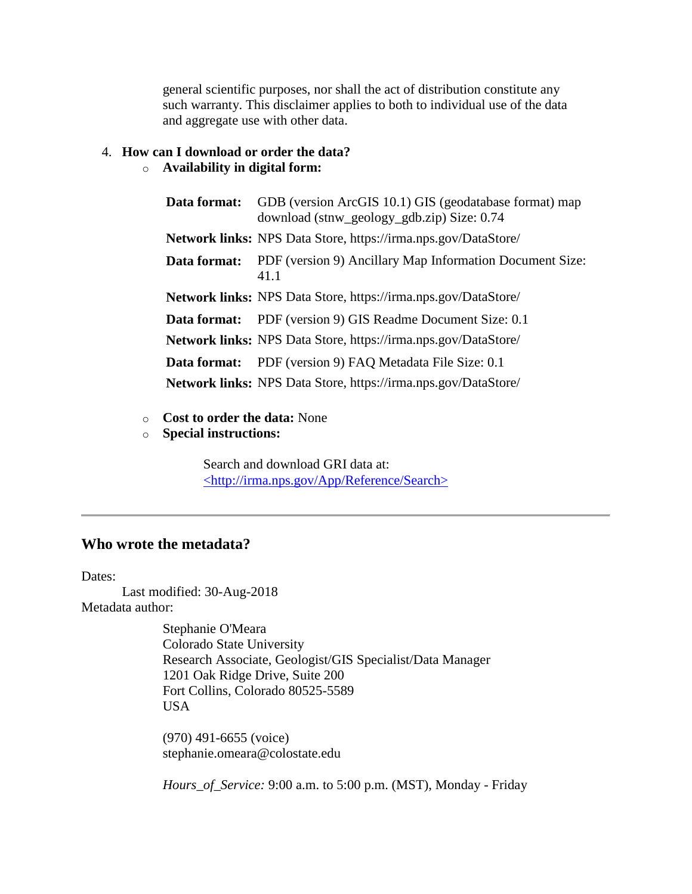general scientific purposes, nor shall the act of distribution constitute any such warranty. This disclaimer applies to both to individual use of the data and aggregate use with other data.

4. **How can I download or order the data?**
   - **Availability in digital form:**

| | |
|---|---|
| **Data format:** | GDB (version ArcGIS 10.1) GIS (geodatabase format) map download (stnw_geology_gdb.zip) Size: 0.74 |
| **Network links:** | NPS Data Store, https://irma.nps.gov/DataStore/ |
| **Data format:** | PDF (version 9) Ancillary Map Information Document Size: 41.1 |
| **Network links:** | NPS Data Store, https://irma.nps.gov/DataStore/ |
| **Data format:** | PDF (version 9) GIS Readme Document Size: 0.1 |
| **Network links:** | NPS Data Store, https://irma.nps.gov/DataStore/ |
| **Data format:** | PDF (version 9) FAQ Metadata File Size: 0.1 |
| **Network links:** | NPS Data Store, https://irma.nps.gov/DataStore/ |

   - **Cost to order the data:** None
   - **Special instructions:**

     Search and download GRI data at: <http://irma.nps.gov/App/Reference/Search>

---

## Who wrote the metadata?

Dates:
    Last modified: 30-Aug-2018
Metadata author:

Stephanie O'Meara
Colorado State University
Research Associate, Geologist/GIS Specialist/Data Manager
1201 Oak Ridge Drive, Suite 200
Fort Collins, Colorado 80525-5589
USA

(970) 491-6655 (voice)
stephanie.omeara@colostate.edu

*Hours_of_Service:* 9:00 a.m. to 5:00 p.m. (MST), Monday - Friday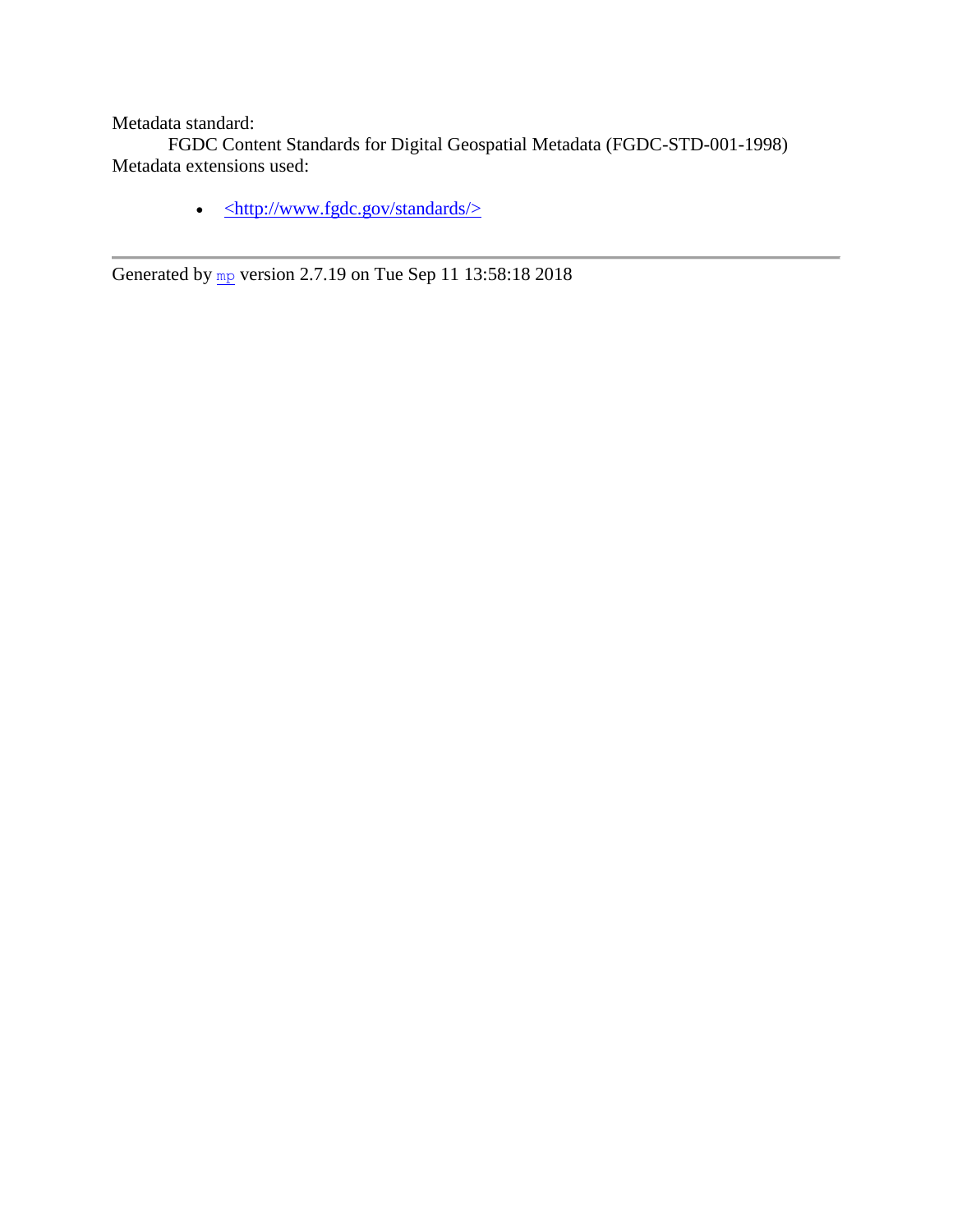Metadata standard:

FGDC Content Standards for Digital Geospatial Metadata (FGDC-STD-001-1998)

Metadata extensions used:

- <http://www.fgdc.gov/standards/>

---

Generated by mp version 2.7.19 on Tue Sep 11 13:58:18 2018